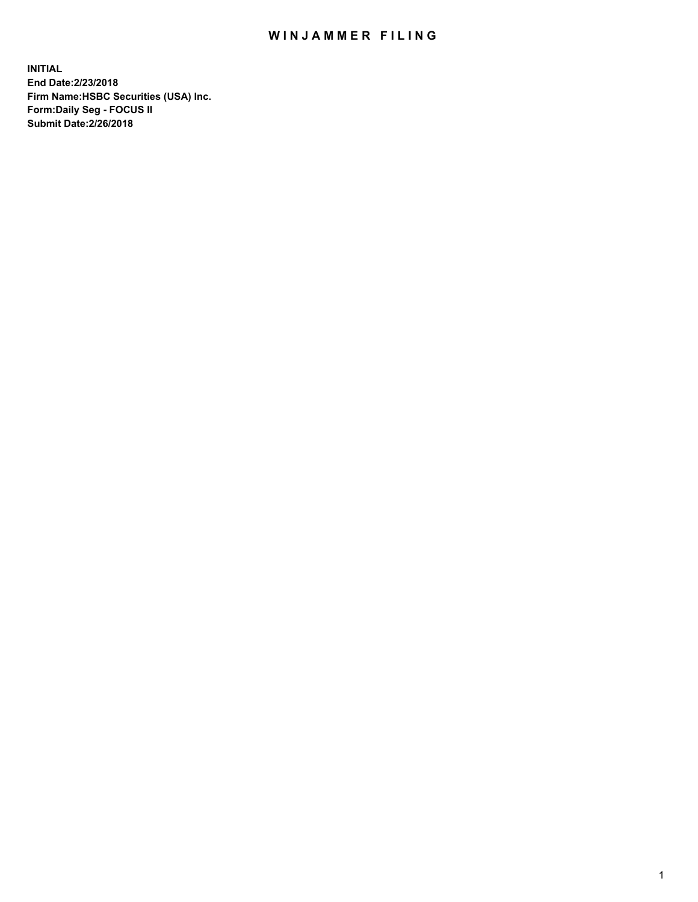# WINJAMMER FILING

**INITIAL**
**End Date:2/23/2018**
**Firm Name:HSBC Securities (USA) Inc.**
**Form:Daily Seg - FOCUS II**
**Submit Date:2/26/2018**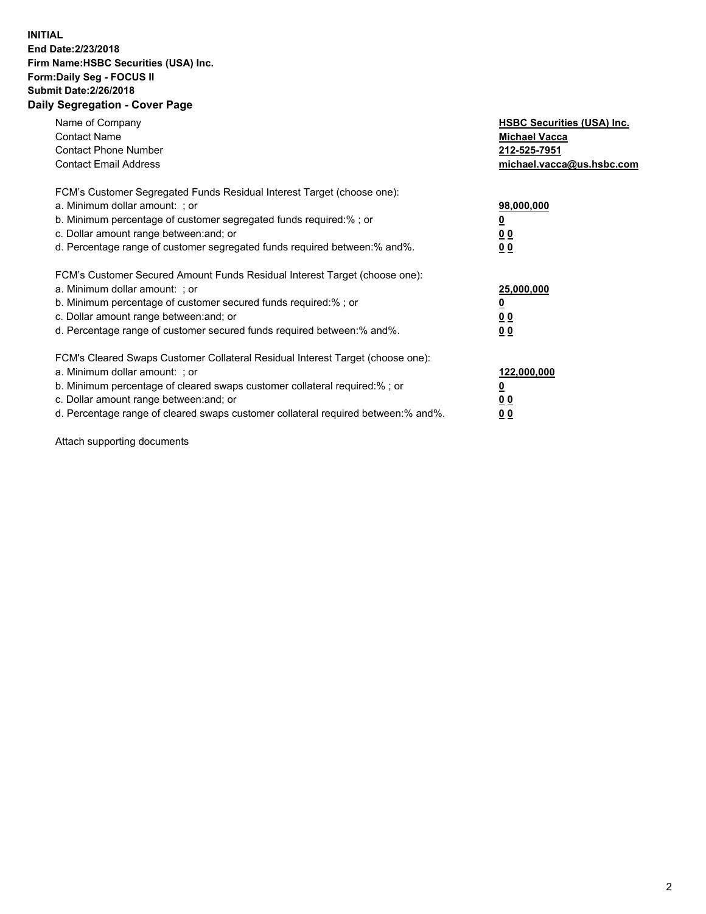**INITIAL**
**End Date:2/23/2018**
**Firm Name:HSBC Securities (USA) Inc.**
**Form:Daily Seg - FOCUS II**
**Submit Date:2/26/2018**

## Daily Segregation - Cover Page

| | |
|---|---|
| Name of Company | **HSBC Securities (USA) Inc.** |
| Contact Name | **Michael Vacca** |
| Contact Phone Number | **212-525-7951** |
| Contact Email Address | **michael.vacca@us.hsbc.com** |

FCM's Customer Segregated Funds Residual Interest Target (choose one):

| | |
|---|---|
| a. Minimum dollar amount: ; or | **98,000,000** |
| b. Minimum percentage of customer segregated funds required:% ; or | **0** |
| c. Dollar amount range between:and; or | **0 0** |
| d. Percentage range of customer segregated funds required between:% and%. | **0 0** |

FCM's Customer Secured Amount Funds Residual Interest Target (choose one):

| | |
|---|---|
| a. Minimum dollar amount: ; or | **25,000,000** |
| b. Minimum percentage of customer secured funds required:% ; or | **0** |
| c. Dollar amount range between:and; or | **0 0** |
| d. Percentage range of customer secured funds required between:% and%. | **0 0** |

FCM's Cleared Swaps Customer Collateral Residual Interest Target (choose one):

| | |
|---|---|
| a. Minimum dollar amount: ; or | **122,000,000** |
| b. Minimum percentage of cleared swaps customer collateral required:% ; or | **0** |
| c. Dollar amount range between:and; or | **0 0** |
| d. Percentage range of cleared swaps customer collateral required between:% and%. | **0 0** |

Attach supporting documents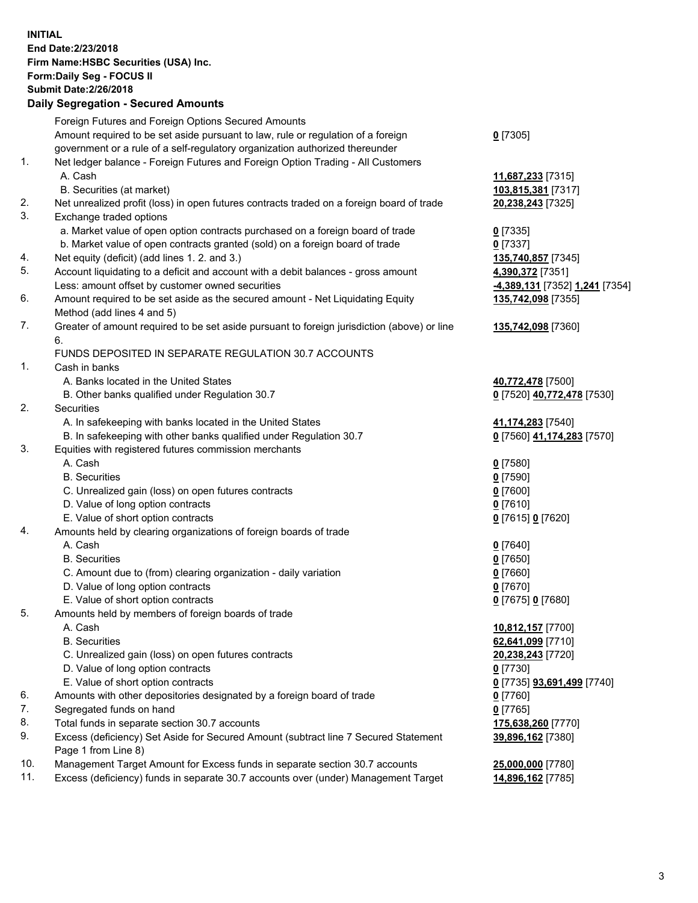**INITIAL**
**End Date:2/23/2018**
**Firm Name:HSBC Securities (USA) Inc.**
**Form:Daily Seg - FOCUS II**
**Submit Date:2/26/2018**

## Daily Segregation - Secured Amounts

| | | |
|---|---|---|
| | Foreign Futures and Foreign Options Secured Amounts | |
| | Amount required to be set aside pursuant to law, rule or regulation of a foreign government or a rule of a self-regulatory organization authorized thereunder | **0** [7305] |
| 1. | Net ledger balance - Foreign Futures and Foreign Option Trading - All Customers | |
| | A. Cash | **11,687,233** [7315] |
| | B. Securities (at market) | **103,815,381** [7317] |
| 2. | Net unrealized profit (loss) in open futures contracts traded on a foreign board of trade | **20,238,243** [7325] |
| 3. | Exchange traded options | |
| | a. Market value of open option contracts purchased on a foreign board of trade | **0** [7335] |
| | b. Market value of open contracts granted (sold) on a foreign board of trade | **0** [7337] |
| 4. | Net equity (deficit) (add lines 1. 2. and 3.) | **135,740,857** [7345] |
| 5. | Account liquidating to a deficit and account with a debit balances - gross amount | **4,390,372** [7351] |
| | Less: amount offset by customer owned securities | **-4,389,131** [7352] **1,241** [7354] |
| 6. | Amount required to be set aside as the secured amount - Net Liquidating Equity Method (add lines 4 and 5) | **135,742,098** [7355] |
| 7. | Greater of amount required to be set aside pursuant to foreign jurisdiction (above) or line 6. | **135,742,098** [7360] |
| | FUNDS DEPOSITED IN SEPARATE REGULATION 30.7 ACCOUNTS | |
| 1. | Cash in banks | |
| | A. Banks located in the United States | **40,772,478** [7500] |
| | B. Other banks qualified under Regulation 30.7 | **0** [7520] **40,772,478** [7530] |
| 2. | Securities | |
| | A. In safekeeping with banks located in the United States | **41,174,283** [7540] |
| | B. In safekeeping with other banks qualified under Regulation 30.7 | **0** [7560] **41,174,283** [7570] |
| 3. | Equities with registered futures commission merchants | |
| | A. Cash | **0** [7580] |
| | B. Securities | **0** [7590] |
| | C. Unrealized gain (loss) on open futures contracts | **0** [7600] |
| | D. Value of long option contracts | **0** [7610] |
| | E. Value of short option contracts | **0** [7615] **0** [7620] |
| 4. | Amounts held by clearing organizations of foreign boards of trade | |
| | A. Cash | **0** [7640] |
| | B. Securities | **0** [7650] |
| | C. Amount due to (from) clearing organization - daily variation | **0** [7660] |
| | D. Value of long option contracts | **0** [7670] |
| | E. Value of short option contracts | **0** [7675] **0** [7680] |
| 5. | Amounts held by members of foreign boards of trade | |
| | A. Cash | **10,812,157** [7700] |
| | B. Securities | **62,641,099** [7710] |
| | C. Unrealized gain (loss) on open futures contracts | **20,238,243** [7720] |
| | D. Value of long option contracts | **0** [7730] |
| | E. Value of short option contracts | **0** [7735] **93,691,499** [7740] |
| 6. | Amounts with other depositories designated by a foreign board of trade | **0** [7760] |
| 7. | Segregated funds on hand | **0** [7765] |
| 8. | Total funds in separate section 30.7 accounts | **175,638,260** [7770] |
| 9. | Excess (deficiency) Set Aside for Secured Amount (subtract line 7 Secured Statement Page 1 from Line 8) | **39,896,162** [7380] |
| 10. | Management Target Amount for Excess funds in separate section 30.7 accounts | **25,000,000** [7780] |
| 11. | Excess (deficiency) funds in separate 30.7 accounts over (under) Management Target | **14,896,162** [7785] |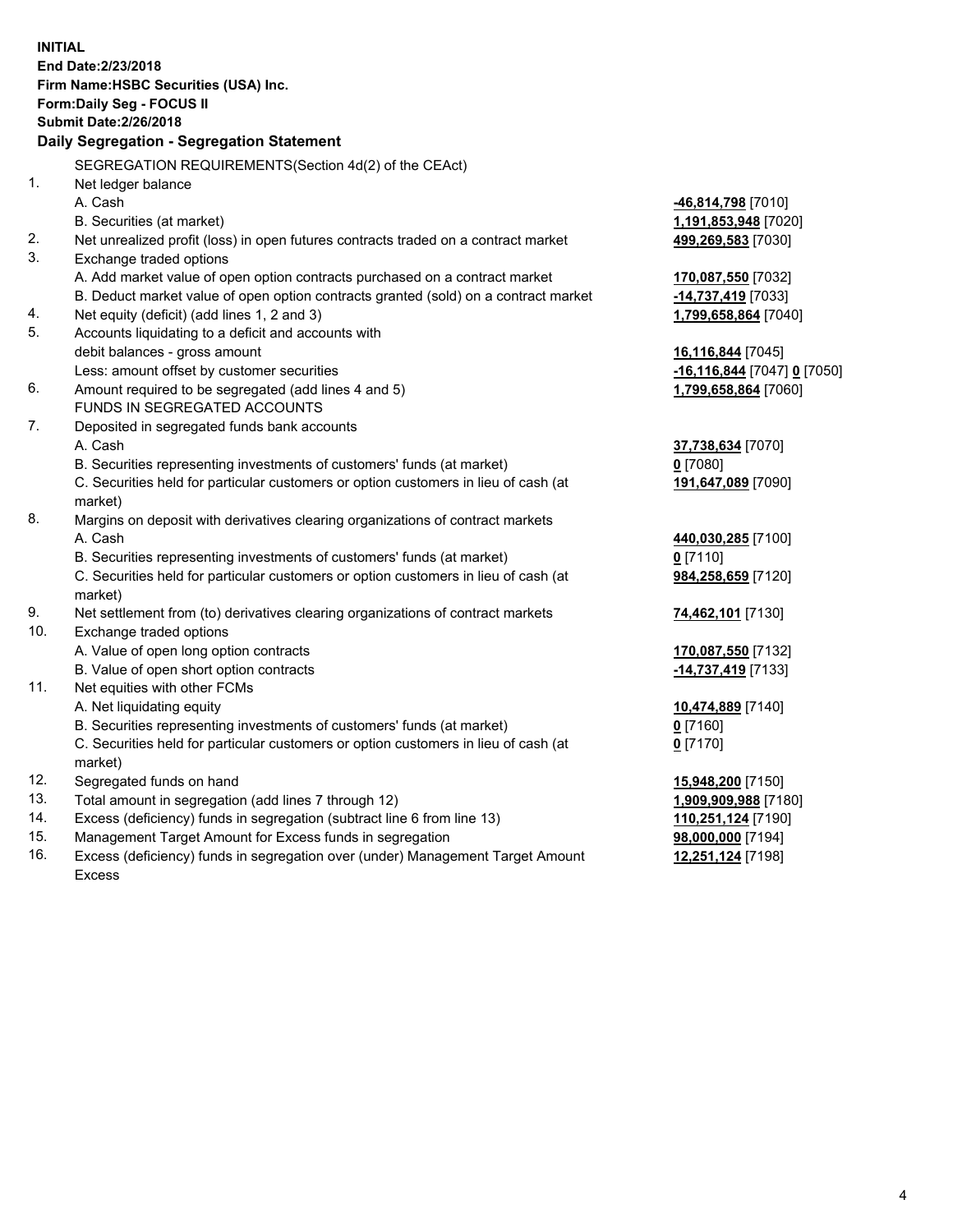**INITIAL**
**End Date:2/23/2018**
**Firm Name:HSBC Securities (USA) Inc.**
**Form:Daily Seg - FOCUS II**
**Submit Date:2/26/2018**

## Daily Segregation - Segregation Statement

| | | |
|---|---|---|
| | SEGREGATION REQUIREMENTS(Section 4d(2) of the CEAct) | |
| 1. | Net ledger balance | |
| | A. Cash | **-46,814,798** [7010] |
| | B. Securities (at market) | **1,191,853,948** [7020] |
| 2. | Net unrealized profit (loss) in open futures contracts traded on a contract market | **499,269,583** [7030] |
| 3. | Exchange traded options | |
| | A. Add market value of open option contracts purchased on a contract market | **170,087,550** [7032] |
| | B. Deduct market value of open option contracts granted (sold) on a contract market | **-14,737,419** [7033] |
| 4. | Net equity (deficit) (add lines 1, 2 and 3) | **1,799,658,864** [7040] |
| 5. | Accounts liquidating to a deficit and accounts with | |
| | debit balances - gross amount | **16,116,844** [7045] |
| | Less: amount offset by customer securities | **-16,116,844** [7047] **0** [7050] |
| 6. | Amount required to be segregated (add lines 4 and 5) | **1,799,658,864** [7060] |
| | FUNDS IN SEGREGATED ACCOUNTS | |
| 7. | Deposited in segregated funds bank accounts | |
| | A. Cash | **37,738,634** [7070] |
| | B. Securities representing investments of customers' funds (at market) | **0** [7080] |
| | C. Securities held for particular customers or option customers in lieu of cash (at market) | **191,647,089** [7090] |
| 8. | Margins on deposit with derivatives clearing organizations of contract markets | |
| | A. Cash | **440,030,285** [7100] |
| | B. Securities representing investments of customers' funds (at market) | **0** [7110] |
| | C. Securities held for particular customers or option customers in lieu of cash (at market) | **984,258,659** [7120] |
| 9. | Net settlement from (to) derivatives clearing organizations of contract markets | **74,462,101** [7130] |
| 10. | Exchange traded options | |
| | A. Value of open long option contracts | **170,087,550** [7132] |
| | B. Value of open short option contracts | **-14,737,419** [7133] |
| 11. | Net equities with other FCMs | |
| | A. Net liquidating equity | **10,474,889** [7140] |
| | B. Securities representing investments of customers' funds (at market) | **0** [7160] |
| | C. Securities held for particular customers or option customers in lieu of cash (at market) | **0** [7170] |
| 12. | Segregated funds on hand | **15,948,200** [7150] |
| 13. | Total amount in segregation (add lines 7 through 12) | **1,909,909,988** [7180] |
| 14. | Excess (deficiency) funds in segregation (subtract line 6 from line 13) | **110,251,124** [7190] |
| 15. | Management Target Amount for Excess funds in segregation | **98,000,000** [7194] |
| 16. | Excess (deficiency) funds in segregation over (under) Management Target Amount Excess | **12,251,124** [7198] |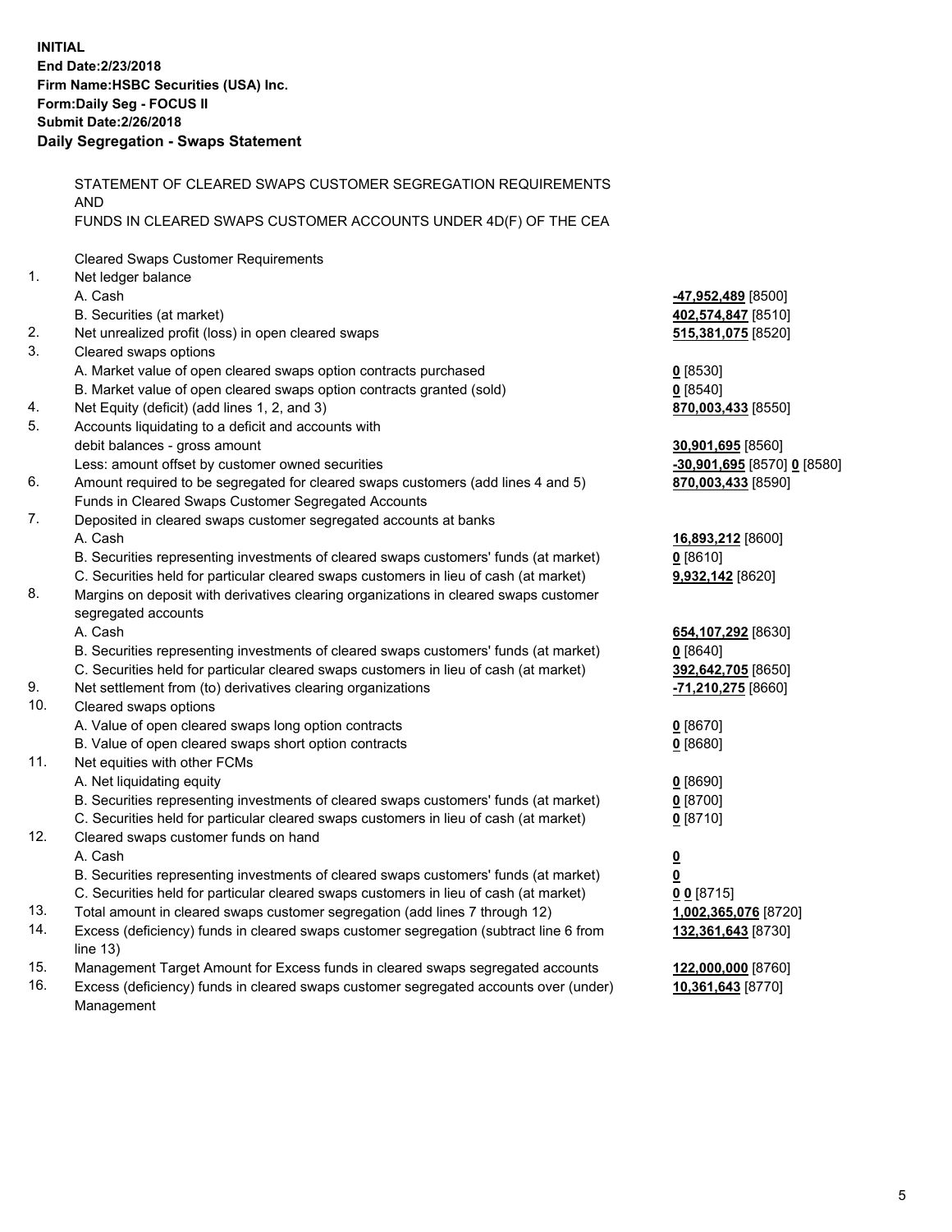**INITIAL**
**End Date:2/23/2018**
**Firm Name:HSBC Securities (USA) Inc.**
**Form:Daily Seg - FOCUS II**
**Submit Date:2/26/2018**
**Daily Segregation - Swaps Statement**

STATEMENT OF CLEARED SWAPS CUSTOMER SEGREGATION REQUIREMENTS AND FUNDS IN CLEARED SWAPS CUSTOMER ACCOUNTS UNDER 4D(F) OF THE CEA

| | | |
|---|---|---|
| | Cleared Swaps Customer Requirements | |
| 1. | Net ledger balance | |
| | A. Cash | **-47,952,489** [8500] |
| | B. Securities (at market) | **402,574,847** [8510] |
| 2. | Net unrealized profit (loss) in open cleared swaps | **515,381,075** [8520] |
| 3. | Cleared swaps options | |
| | A. Market value of open cleared swaps option contracts purchased | **0** [8530] |
| | B. Market value of open cleared swaps option contracts granted (sold) | **0** [8540] |
| 4. | Net Equity (deficit) (add lines 1, 2, and 3) | **870,003,433** [8550] |
| 5. | Accounts liquidating to a deficit and accounts with debit balances - gross amount | **30,901,695** [8560] |
| | Less: amount offset by customer owned securities | **-30,901,695** [8570] **0** [8580] |
| 6. | Amount required to be segregated for cleared swaps customers (add lines 4 and 5) | **870,003,433** [8590] |
| | Funds in Cleared Swaps Customer Segregated Accounts | |
| 7. | Deposited in cleared swaps customer segregated accounts at banks | |
| | A. Cash | **16,893,212** [8600] |
| | B. Securities representing investments of cleared swaps customers' funds (at market) | **0** [8610] |
| | C. Securities held for particular cleared swaps customers in lieu of cash (at market) | **9,932,142** [8620] |
| 8. | Margins on deposit with derivatives clearing organizations in cleared swaps customer segregated accounts | |
| | A. Cash | **654,107,292** [8630] |
| | B. Securities representing investments of cleared swaps customers' funds (at market) | **0** [8640] |
| | C. Securities held for particular cleared swaps customers in lieu of cash (at market) | **392,642,705** [8650] |
| 9. | Net settlement from (to) derivatives clearing organizations | **-71,210,275** [8660] |
| 10. | Cleared swaps options | |
| | A. Value of open cleared swaps long option contracts | **0** [8670] |
| | B. Value of open cleared swaps short option contracts | **0** [8680] |
| 11. | Net equities with other FCMs | |
| | A. Net liquidating equity | **0** [8690] |
| | B. Securities representing investments of cleared swaps customers' funds (at market) | **0** [8700] |
| | C. Securities held for particular cleared swaps customers in lieu of cash (at market) | **0** [8710] |
| 12. | Cleared swaps customer funds on hand | |
| | A. Cash | **0** |
| | B. Securities representing investments of cleared swaps customers' funds (at market) | **0** |
| | C. Securities held for particular cleared swaps customers in lieu of cash (at market) | **0** **0** [8715] |
| 13. | Total amount in cleared swaps customer segregation (add lines 7 through 12) | **1,002,365,076** [8720] |
| 14. | Excess (deficiency) funds in cleared swaps customer segregation (subtract line 6 from line 13) | **132,361,643** [8730] |
| 15. | Management Target Amount for Excess funds in cleared swaps segregated accounts | **122,000,000** [8760] |
| 16. | Excess (deficiency) funds in cleared swaps customer segregated accounts over (under) Management | **10,361,643** [8770] |